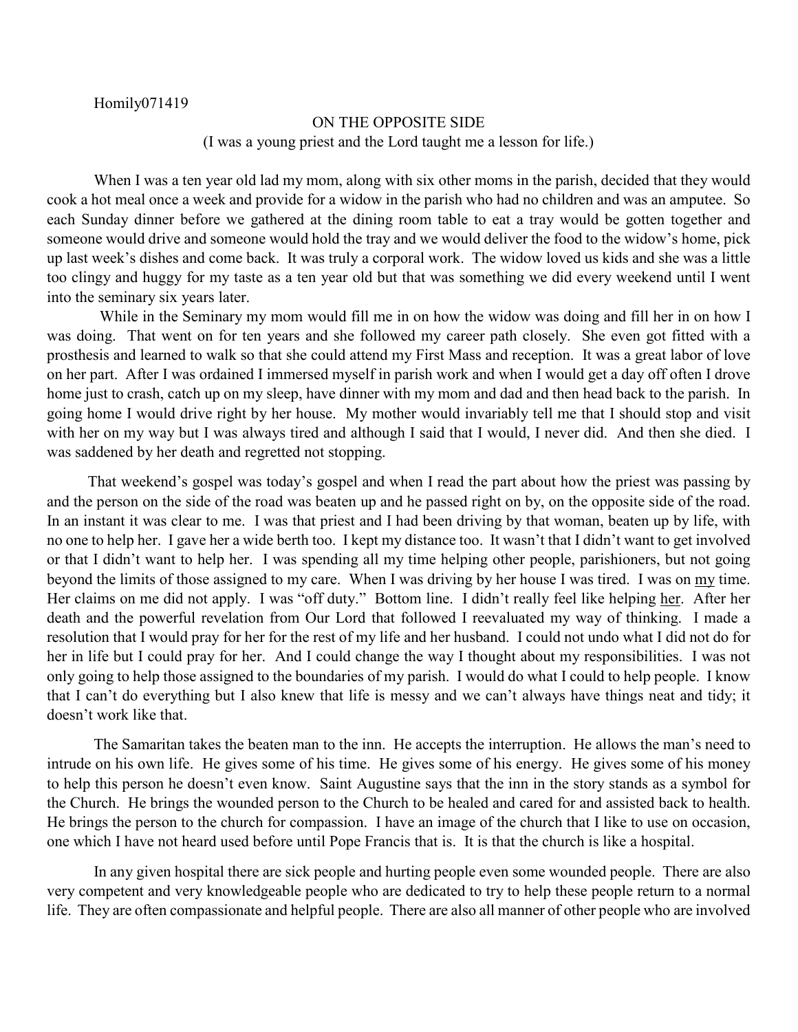Homily071419

## ON THE OPPOSITE SIDE

(I was a young priest and the Lord taught me a lesson for life.)

When I was a ten year old lad my mom, along with six other moms in the parish, decided that they would cook a hot meal once a week and provide for a widow in the parish who had no children and was an amputee. So each Sunday dinner before we gathered at the dining room table to eat a tray would be gotten together and someone would drive and someone would hold the tray and we would deliver the food to the widow's home, pick up last week's dishes and come back. It was truly a corporal work. The widow loved us kids and she was a little too clingy and huggy for my taste as a ten year old but that was something we did every weekend until I went into the seminary six years later.

While in the Seminary my mom would fill me in on how the widow was doing and fill her in on how I was doing. That went on for ten years and she followed my career path closely. She even got fitted with a prosthesis and learned to walk so that she could attend my First Mass and reception. It was a great labor of love on her part. After I was ordained I immersed myself in parish work and when I would get a day off often I drove home just to crash, catch up on my sleep, have dinner with my mom and dad and then head back to the parish. In going home I would drive right by her house. My mother would invariably tell me that I should stop and visit with her on my way but I was always tired and although I said that I would, I never did. And then she died. I was saddened by her death and regretted not stopping.

That weekend's gospel was today's gospel and when I read the part about how the priest was passing by and the person on the side of the road was beaten up and he passed right on by, on the opposite side of the road. In an instant it was clear to me. I was that priest and I had been driving by that woman, beaten up by life, with no one to help her. I gave her a wide berth too. I kept my distance too. It wasn't that I didn't want to get involved or that I didn't want to help her. I was spending all my time helping other people, parishioners, but not going beyond the limits of those assigned to my care. When I was driving by her house I was tired. I was on <u>my</u> time. Her claims on me did not apply. I was "off duty." Bottom line. I didn't really feel like helping <u>her</u>. After her death and the powerful revelation from Our Lord that followed I reevaluated my way of thinking. I made a resolution that I would pray for her for the rest of my life and her husband. I could not undo what I did not do for her in life but I could pray for her. And I could change the way I thought about my responsibilities. I was not only going to help those assigned to the boundaries of my parish. I would do what I could to help people. I know that I can't do everything but I also knew that life is messy and we can't always have things neat and tidy; it doesn't work like that.

The Samaritan takes the beaten man to the inn. He accepts the interruption. He allows the man's need to intrude on his own life. He gives some of his time. He gives some of his energy. He gives some of his money to help this person he doesn't even know. Saint Augustine says that the inn in the story stands as a symbol for the Church. He brings the wounded person to the Church to be healed and cared for and assisted back to health. He brings the person to the church for compassion. I have an image of the church that I like to use on occasion, one which I have not heard used before until Pope Francis that is. It is that the church is like a hospital.

In any given hospital there are sick people and hurting people even some wounded people. There are also very competent and very knowledgeable people who are dedicated to try to help these people return to a normal life. They are often compassionate and helpful people. There are also all manner of other people who are involved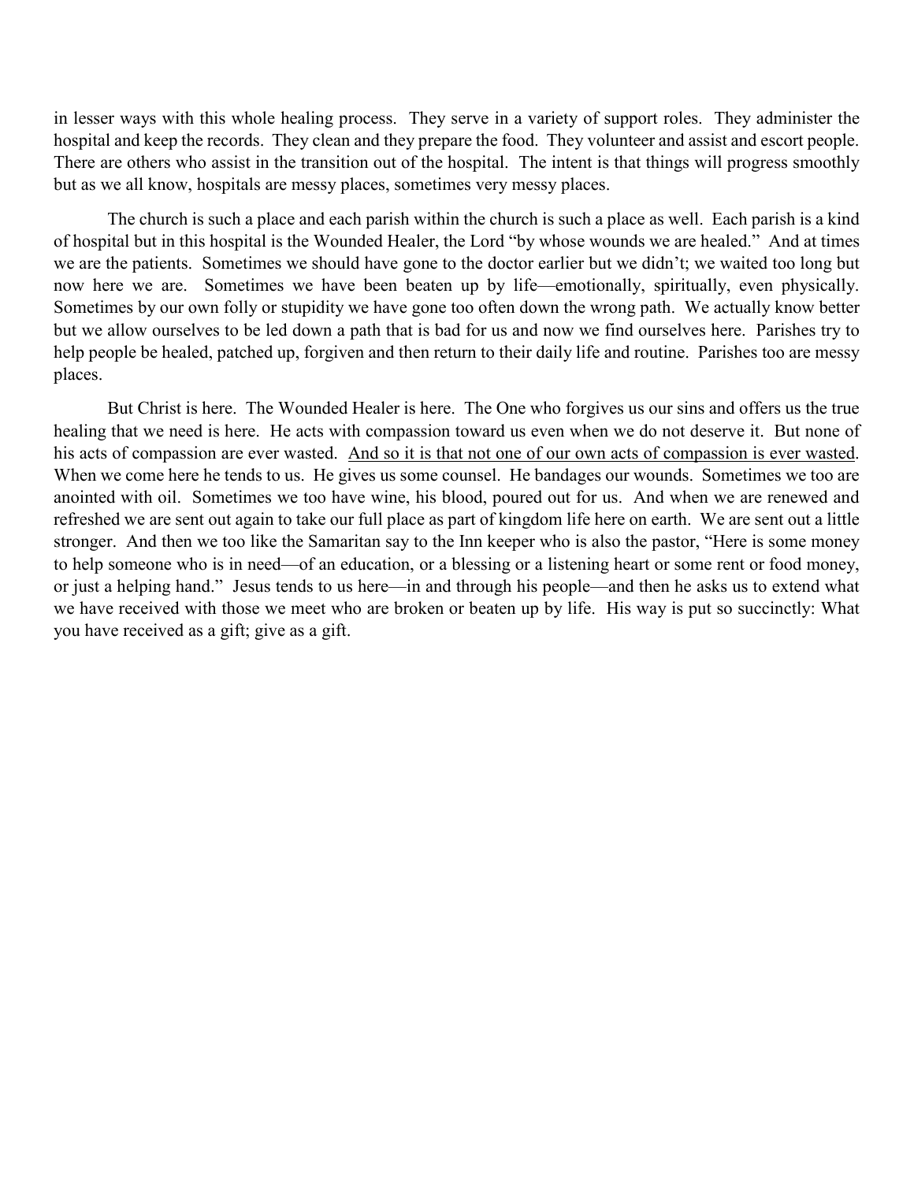in lesser ways with this whole healing process. They serve in a variety of support roles. They administer the hospital and keep the records. They clean and they prepare the food. They volunteer and assist and escort people. There are others who assist in the transition out of the hospital. The intent is that things will progress smoothly but as we all know, hospitals are messy places, sometimes very messy places.

The church is such a place and each parish within the church is such a place as well. Each parish is a kind of hospital but in this hospital is the Wounded Healer, the Lord "by whose wounds we are healed." And at times we are the patients. Sometimes we should have gone to the doctor earlier but we didn't; we waited too long but now here we are. Sometimes we have been beaten up by life—emotionally, spiritually, even physically. Sometimes by our own folly or stupidity we have gone too often down the wrong path. We actually know better but we allow ourselves to be led down a path that is bad for us and now we find ourselves here. Parishes try to help people be healed, patched up, forgiven and then return to their daily life and routine. Parishes too are messy places.

But Christ is here. The Wounded Healer is here. The One who forgives us our sins and offers us the true healing that we need is here. He acts with compassion toward us even when we do not deserve it. But none of his acts of compassion are ever wasted. <u>And so it is that not one of our own acts of compassion is ever wasted</u>. When we come here he tends to us. He gives us some counsel. He bandages our wounds. Sometimes we too are anointed with oil. Sometimes we too have wine, his blood, poured out for us. And when we are renewed and refreshed we are sent out again to take our full place as part of kingdom life here on earth. We are sent out a little stronger. And then we too like the Samaritan say to the Inn keeper who is also the pastor, "Here is some money to help someone who is in need—of an education, or a blessing or a listening heart or some rent or food money, or just a helping hand." Jesus tends to us here—in and through his people—and then he asks us to extend what we have received with those we meet who are broken or beaten up by life. His way is put so succinctly: What you have received as a gift; give as a gift.